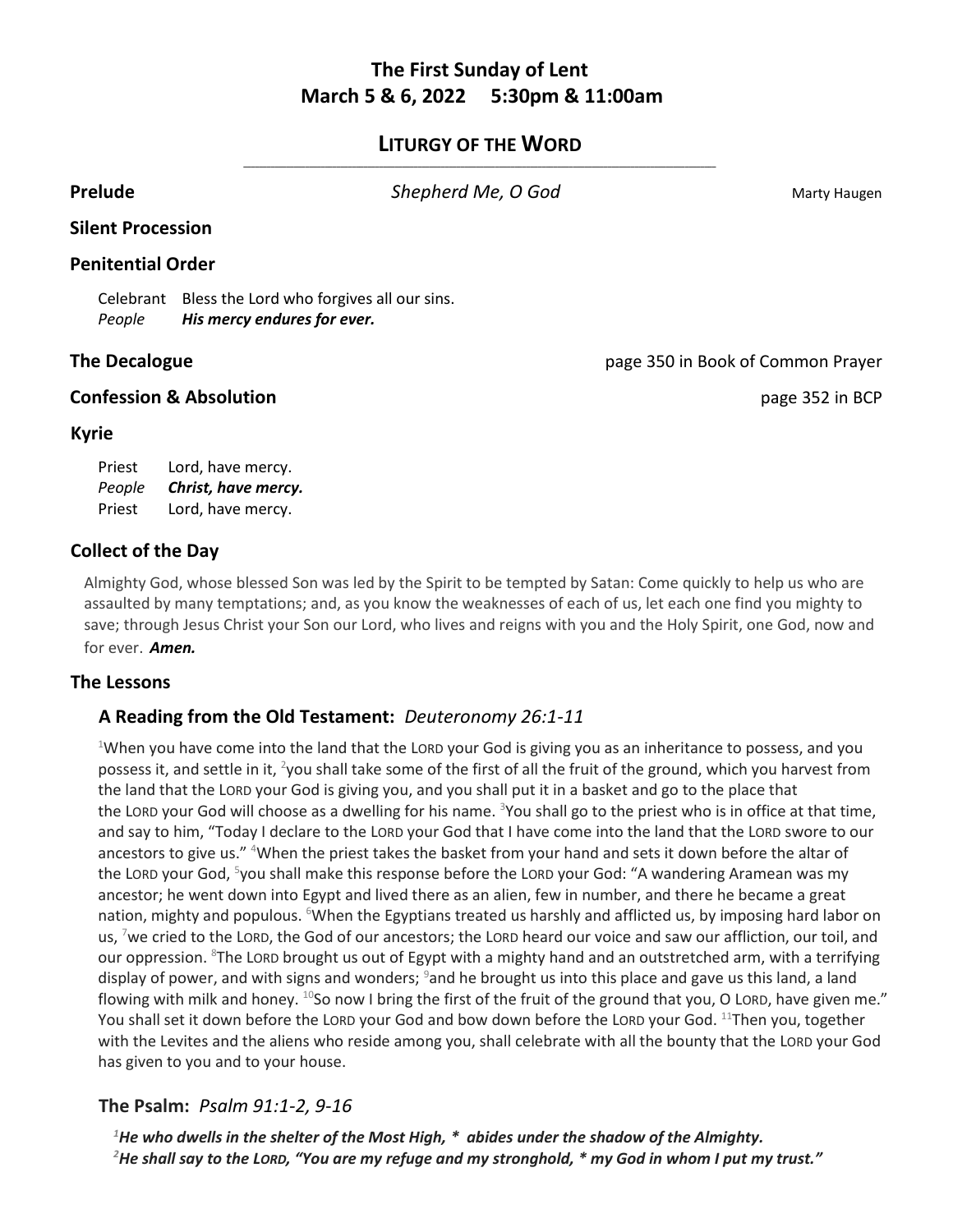# The First Sunday of Lent
## March 5 & 6, 2022 5:30pm & 11:00am

## LITURGY OF THE WORD

**Prelude** *Shepherd Me, O God* Marty Haugen

**Silent Procession**

**Penitential Order**

Celebrant Bless the Lord who forgives all our sins.
*People* ***His mercy endures for ever.***

**The Decalogue** page 350 in Book of Common Prayer

**Confession & Absolution** page 352 in BCP

**Kyrie**

Priest Lord, have mercy.
*People* ***Christ, have mercy.***
Priest Lord, have mercy.

**Collect of the Day**

Almighty God, whose blessed Son was led by the Spirit to be tempted by Satan: Come quickly to help us who are assaulted by many temptations; and, as you know the weaknesses of each of us, let each one find you mighty to save; through Jesus Christ your Son our Lord, who lives and reigns with you and the Holy Spirit, one God, now and for ever. ***Amen.***

**The Lessons**

**A Reading from the Old Testament:** *Deuteronomy 26:1-11*

[1]When you have come into the land that the LORD your God is giving you as an inheritance to possess, and you possess it, and settle in it, [2]you shall take some of the first of all the fruit of the ground, which you harvest from the land that the LORD your God is giving you, and you shall put it in a basket and go to the place that the LORD your God will choose as a dwelling for his name. [3]You shall go to the priest who is in office at that time, and say to him, "Today I declare to the LORD your God that I have come into the land that the LORD swore to our ancestors to give us." [4]When the priest takes the basket from your hand and sets it down before the altar of the LORD your God, [5]you shall make this response before the LORD your God: "A wandering Aramean was my ancestor; he went down into Egypt and lived there as an alien, few in number, and there he became a great nation, mighty and populous. [6]When the Egyptians treated us harshly and afflicted us, by imposing hard labor on us, [7]we cried to the LORD, the God of our ancestors; the LORD heard our voice and saw our affliction, our toil, and our oppression. [8]The LORD brought us out of Egypt with a mighty hand and an outstretched arm, with a terrifying display of power, and with signs and wonders; [9]and he brought us into this place and gave us this land, a land flowing with milk and honey. [10]So now I bring the first of the fruit of the ground that you, O LORD, have given me." You shall set it down before the LORD your God and bow down before the LORD your God. [11]Then you, together with the Levites and the aliens who reside among you, shall celebrate with all the bounty that the LORD your God has given to you and to your house.

**The Psalm:** *Psalm 91:1-2, 9-16*

***[1]He who dwells in the shelter of the Most High, \* abides under the shadow of the Almighty.***
***[2]He shall say to the LORD, "You are my refuge and my stronghold, \* my God in whom I put my trust."***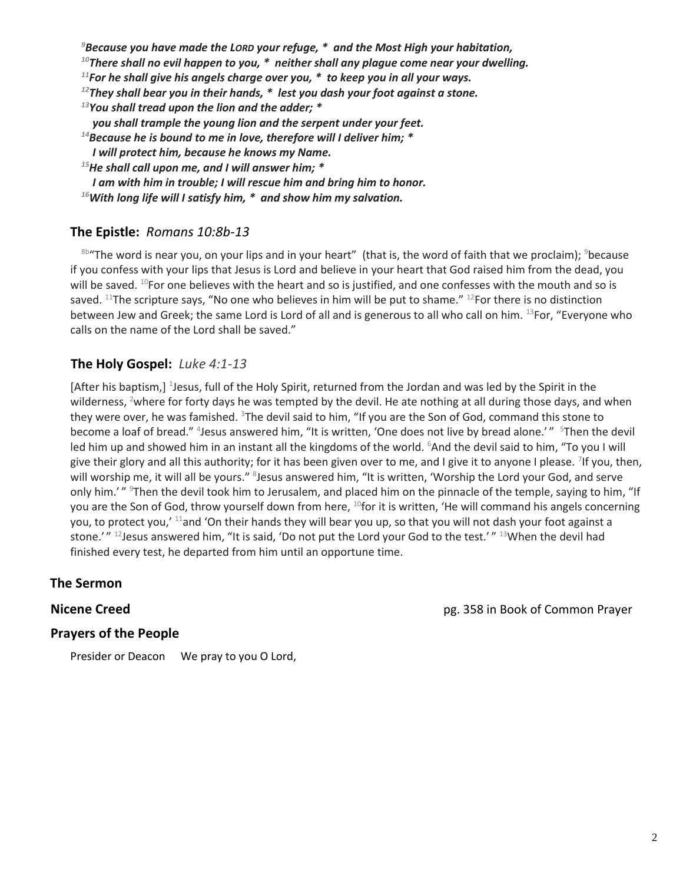*[9]Because you have made the LORD your refuge, * and the Most High your habitation,*
*[10]There shall no evil happen to you, * neither shall any plague come near your dwelling.*
*[11]For he shall give his angels charge over you, * to keep you in all your ways.*
*[12]They shall bear you in their hands, * lest you dash your foot against a stone.*
*[13]You shall tread upon the lion and the adder; **
*you shall trample the young lion and the serpent under your feet.*
*[14]Because he is bound to me in love, therefore will I deliver him; **
*I will protect him, because he knows my Name.*
*[15]He shall call upon me, and I will answer him; **
*I am with him in trouble; I will rescue him and bring him to honor.*
*[16]With long life will I satisfy him, * and show him my salvation.*

## The Epistle: *Romans 10:8b-13*

[8b]"The word is near you, on your lips and in your heart" (that is, the word of faith that we proclaim); [9]because if you confess with your lips that Jesus is Lord and believe in your heart that God raised him from the dead, you will be saved. [10]For one believes with the heart and so is justified, and one confesses with the mouth and so is saved. [11]The scripture says, "No one who believes in him will be put to shame." [12]For there is no distinction between Jew and Greek; the same Lord is Lord of all and is generous to all who call on him. [13]For, "Everyone who calls on the name of the Lord shall be saved."

## The Holy Gospel: *Luke 4:1-13*

[After his baptism,] [1]Jesus, full of the Holy Spirit, returned from the Jordan and was led by the Spirit in the wilderness, [2]where for forty days he was tempted by the devil. He ate nothing at all during those days, and when they were over, he was famished. [3]The devil said to him, "If you are the Son of God, command this stone to become a loaf of bread." [4]Jesus answered him, "It is written, 'One does not live by bread alone.' " [5]Then the devil led him up and showed him in an instant all the kingdoms of the world. [6]And the devil said to him, "To you I will give their glory and all this authority; for it has been given over to me, and I give it to anyone I please. [7]If you, then, will worship me, it will all be yours." [8]Jesus answered him, "It is written, 'Worship the Lord your God, and serve only him.' " [9]Then the devil took him to Jerusalem, and placed him on the pinnacle of the temple, saying to him, "If you are the Son of God, throw yourself down from here, [10]for it is written, 'He will command his angels concerning you, to protect you,' [11]and 'On their hands they will bear you up, so that you will not dash your foot against a stone.' " [12]Jesus answered him, "It is said, 'Do not put the Lord your God to the test.' " [13]When the devil had finished every test, he departed from him until an opportune time.

## The Sermon

**Nicene Creed** pg. 358 in Book of Common Prayer

## Prayers of the People

Presider or Deacon We pray to you O Lord,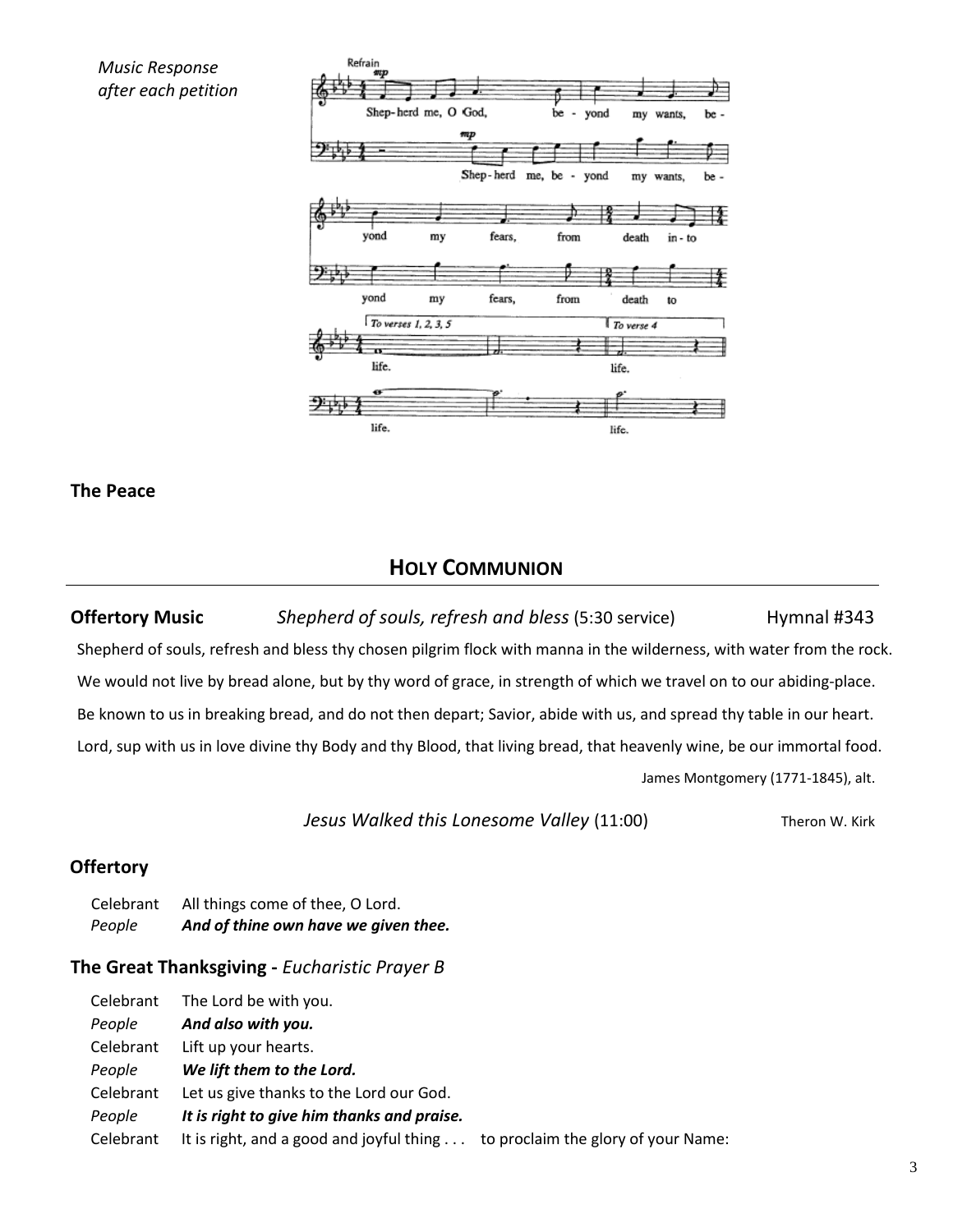*Music Response after each petition*

**The Peace**

## HOLY COMMUNION

**Offertory Music** *Shepherd of souls, refresh and bless* (5:30 service) Hymnal #343

Shepherd of souls, refresh and bless thy chosen pilgrim flock with manna in the wilderness, with water from the rock.

We would not live by bread alone, but by thy word of grace, in strength of which we travel on to our abiding-place.

Be known to us in breaking bread, and do not then depart; Savior, abide with us, and spread thy table in our heart.

Lord, sup with us in love divine thy Body and thy Blood, that living bread, that heavenly wine, be our immortal food.

James Montgomery (1771-1845), alt.

*Jesus Walked this Lonesome Valley* (11:00) Theron W. Kirk

### Offertory

Celebrant All things come of thee, O Lord.
*People* ***And of thine own have we given thee.***

### The Great Thanksgiving - *Eucharistic Prayer B*

Celebrant The Lord be with you.
*People* ***And also with you.***
Celebrant Lift up your hearts.
*People* ***We lift them to the Lord.***
Celebrant Let us give thanks to the Lord our God.
*People* ***It is right to give him thanks and praise.***
Celebrant It is right, and a good and joyful thing . . . to proclaim the glory of your Name: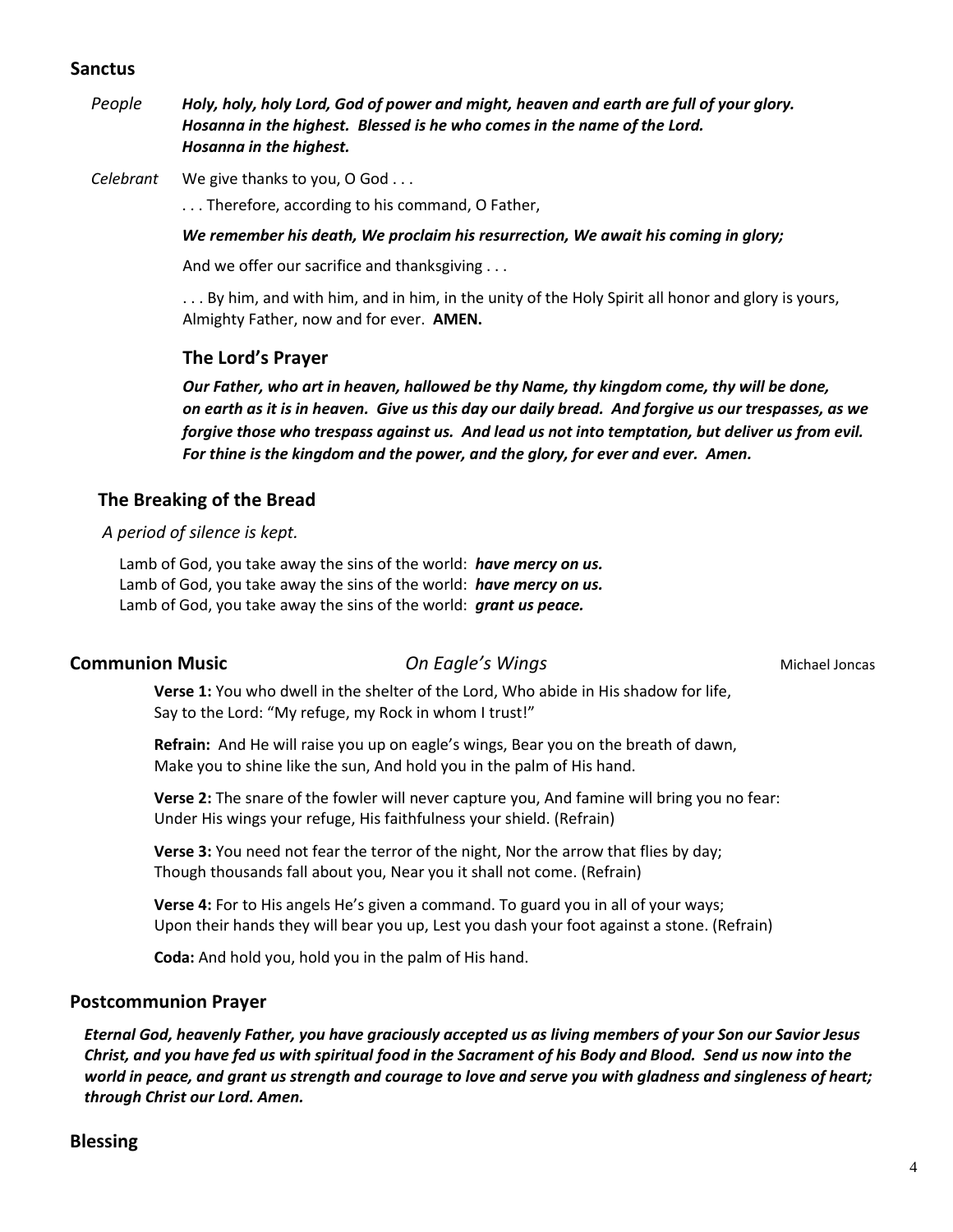## Sanctus

*People* ***Holy, holy, holy Lord, God of power and might, heaven and earth are full of your glory. Hosanna in the highest. Blessed is he who comes in the name of the Lord. Hosanna in the highest.***

*Celebrant* We give thanks to you, O God . . .

. . . Therefore, according to his command, O Father,

***We remember his death, We proclaim his resurrection, We await his coming in glory;***

And we offer our sacrifice and thanksgiving . . .

. . . By him, and with him, and in him, in the unity of the Holy Spirit all honor and glory is yours, Almighty Father, now and for ever. **AMEN.**

### The Lord's Prayer

***Our Father, who art in heaven, hallowed be thy Name, thy kingdom come, thy will be done, on earth as it is in heaven. Give us this day our daily bread. And forgive us our trespasses, as we forgive those who trespass against us. And lead us not into temptation, but deliver us from evil. For thine is the kingdom and the power, and the glory, for ever and ever. Amen.***

## The Breaking of the Bread

*A period of silence is kept.*

Lamb of God, you take away the sins of the world: ***have mercy on us.***
Lamb of God, you take away the sins of the world: ***have mercy on us.***
Lamb of God, you take away the sins of the world: ***grant us peace.***

## Communion Music — *On Eagle's Wings* — Michael Joncas

**Verse 1:** You who dwell in the shelter of the Lord, Who abide in His shadow for life, Say to the Lord: "My refuge, my Rock in whom I trust!"

**Refrain:** And He will raise you up on eagle's wings, Bear you on the breath of dawn, Make you to shine like the sun, And hold you in the palm of His hand.

**Verse 2:** The snare of the fowler will never capture you, And famine will bring you no fear: Under His wings your refuge, His faithfulness your shield. (Refrain)

**Verse 3:** You need not fear the terror of the night, Nor the arrow that flies by day; Though thousands fall about you, Near you it shall not come. (Refrain)

**Verse 4:** For to His angels He's given a command. To guard you in all of your ways; Upon their hands they will bear you up, Lest you dash your foot against a stone. (Refrain)

**Coda:** And hold you, hold you in the palm of His hand.

## Postcommunion Prayer

***Eternal God, heavenly Father, you have graciously accepted us as living members of your Son our Savior Jesus Christ, and you have fed us with spiritual food in the Sacrament of his Body and Blood. Send us now into the world in peace, and grant us strength and courage to love and serve you with gladness and singleness of heart; through Christ our Lord. Amen.***

## Blessing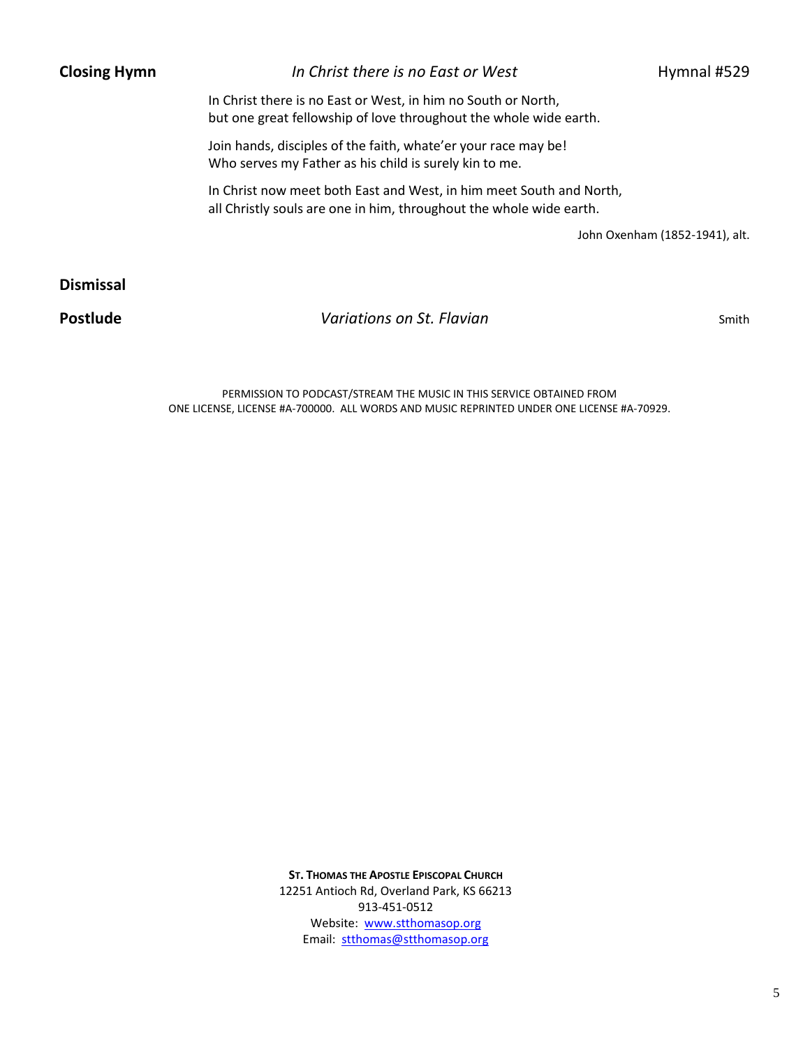**Closing Hymn** *In Christ there is no East or West* Hymnal #529

In Christ there is no East or West, in him no South or North,
but one great fellowship of love throughout the whole wide earth.

Join hands, disciples of the faith, whate'er your race may be!
Who serves my Father as his child is surely kin to me.

In Christ now meet both East and West, in him meet South and North,
all Christly souls are one in him, throughout the whole wide earth.

John Oxenham (1852-1941), alt.

**Dismissal**

**Postlude** *Variations on St. Flavian* Smith

PERMISSION TO PODCAST/STREAM THE MUSIC IN THIS SERVICE OBTAINED FROM
ONE LICENSE, LICENSE #A-700000. ALL WORDS AND MUSIC REPRINTED UNDER ONE LICENSE #A-70929.

**ST. THOMAS THE APOSTLE EPISCOPAL CHURCH**
12251 Antioch Rd, Overland Park, KS 66213
913-451-0512
Website: [www.stthomasop.org](http://www.stthomasop.org)
Email: [stthomas@stthomasop.org](mailto:stthomas@stthomasop.org)